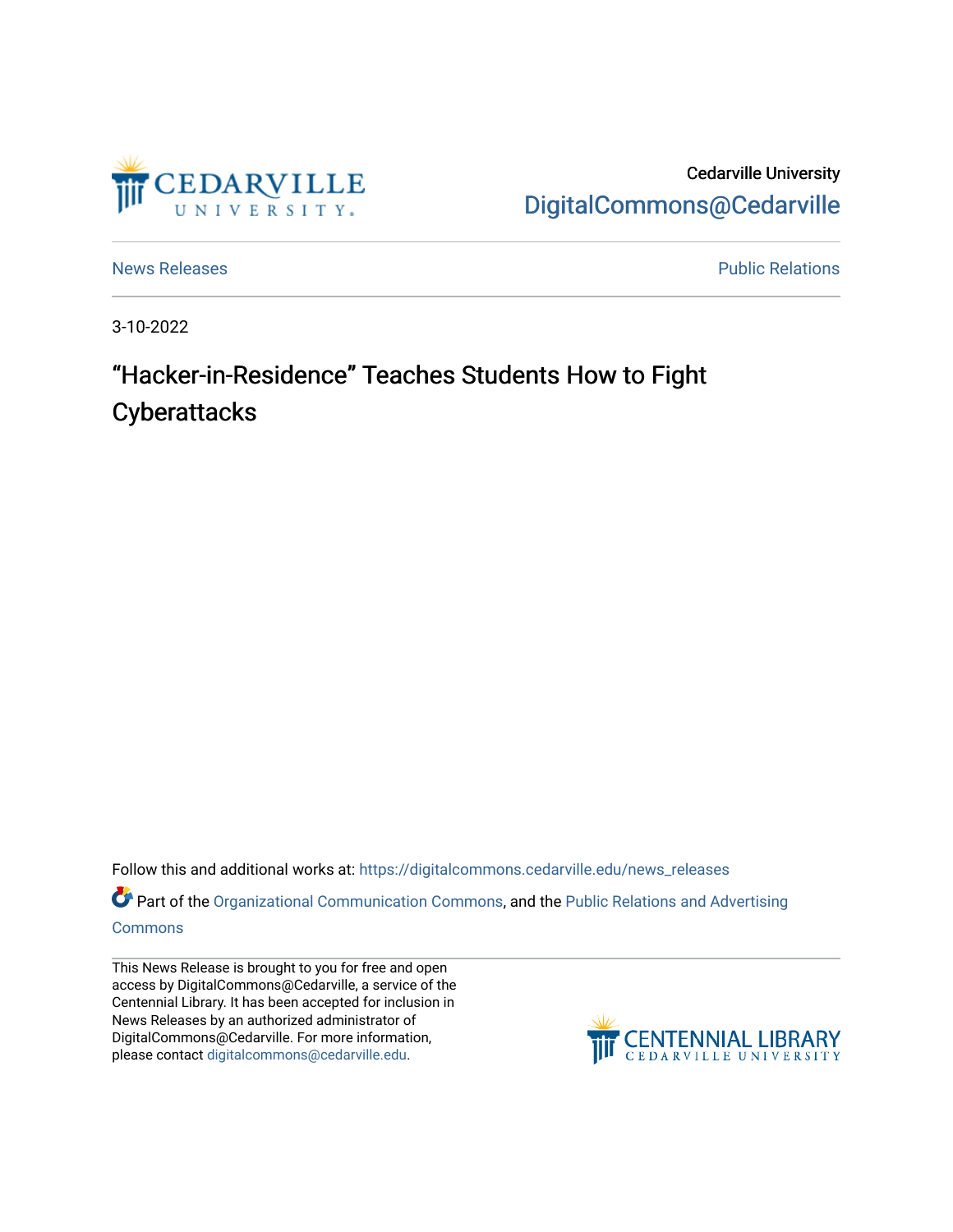Cedarville University
DigitalCommons@Cedarville

News Releases | Public Relations

3-10-2022

# "Hacker-in-Residence" Teaches Students How to Fight Cyberattacks

Follow this and additional works at: https://digitalcommons.cedarville.edu/news_releases

Part of the Organizational Communication Commons, and the Public Relations and Advertising Commons

This News Release is brought to you for free and open access by DigitalCommons@Cedarville, a service of the Centennial Library. It has been accepted for inclusion in News Releases by an authorized administrator of DigitalCommons@Cedarville. For more information, please contact digitalcommons@cedarville.edu.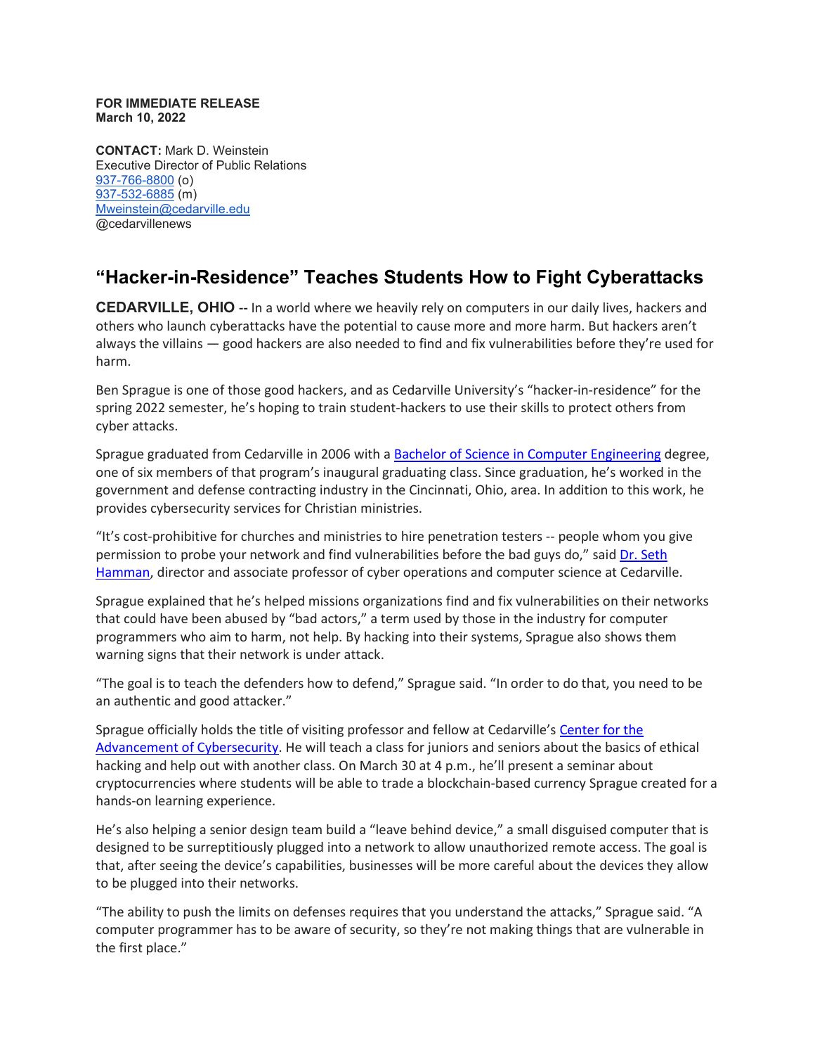**FOR IMMEDIATE RELEASE**
**March 10, 2022**

**CONTACT:** Mark D. Weinstein
Executive Director of Public Relations
937-766-8800 (o)
937-532-6885 (m)
Mweinstein@cedarville.edu
@cedarvillenews

## "Hacker-in-Residence" Teaches Students How to Fight Cyberattacks

**CEDARVILLE, OHIO --** In a world where we heavily rely on computers in our daily lives, hackers and others who launch cyberattacks have the potential to cause more and more harm. But hackers aren't always the villains — good hackers are also needed to find and fix vulnerabilities before they're used for harm.

Ben Sprague is one of those good hackers, and as Cedarville University's "hacker-in-residence" for the spring 2022 semester, he's hoping to train student-hackers to use their skills to protect others from cyber attacks.

Sprague graduated from Cedarville in 2006 with a Bachelor of Science in Computer Engineering degree, one of six members of that program's inaugural graduating class. Since graduation, he's worked in the government and defense contracting industry in the Cincinnati, Ohio, area. In addition to this work, he provides cybersecurity services for Christian ministries.

"It's cost-prohibitive for churches and ministries to hire penetration testers -- people whom you give permission to probe your network and find vulnerabilities before the bad guys do," said Dr. Seth Hamman, director and associate professor of cyber operations and computer science at Cedarville.

Sprague explained that he's helped missions organizations find and fix vulnerabilities on their networks that could have been abused by "bad actors," a term used by those in the industry for computer programmers who aim to harm, not help. By hacking into their systems, Sprague also shows them warning signs that their network is under attack.

"The goal is to teach the defenders how to defend," Sprague said. "In order to do that, you need to be an authentic and good attacker."

Sprague officially holds the title of visiting professor and fellow at Cedarville's Center for the Advancement of Cybersecurity. He will teach a class for juniors and seniors about the basics of ethical hacking and help out with another class. On March 30 at 4 p.m., he'll present a seminar about cryptocurrencies where students will be able to trade a blockchain-based currency Sprague created for a hands-on learning experience.

He's also helping a senior design team build a "leave behind device," a small disguised computer that is designed to be surreptitiously plugged into a network to allow unauthorized remote access. The goal is that, after seeing the device's capabilities, businesses will be more careful about the devices they allow to be plugged into their networks.

"The ability to push the limits on defenses requires that you understand the attacks," Sprague said. "A computer programmer has to be aware of security, so they're not making things that are vulnerable in the first place."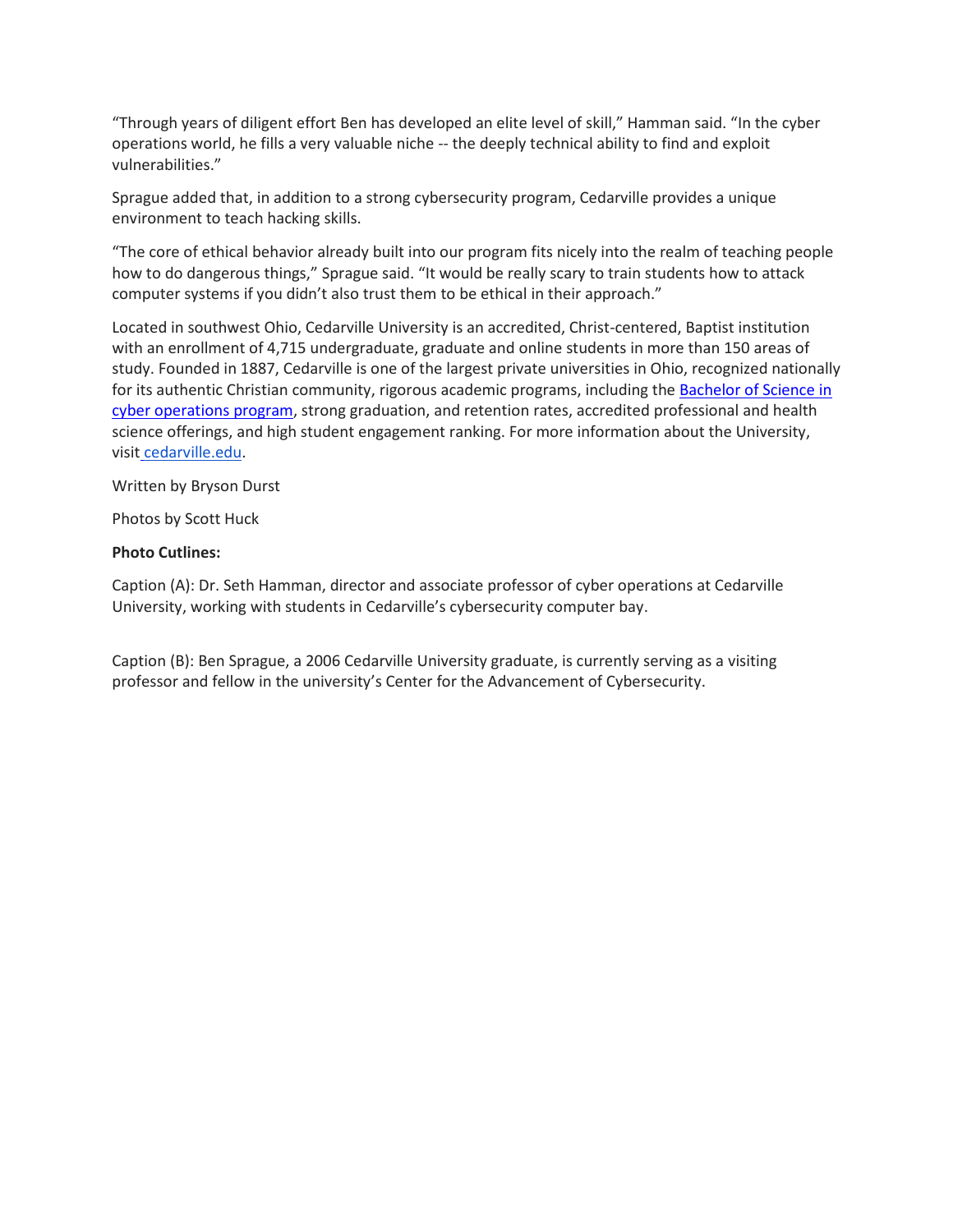"Through years of diligent effort Ben has developed an elite level of skill," Hamman said. "In the cyber operations world, he fills a very valuable niche -- the deeply technical ability to find and exploit vulnerabilities."

Sprague added that, in addition to a strong cybersecurity program, Cedarville provides a unique environment to teach hacking skills.

"The core of ethical behavior already built into our program fits nicely into the realm of teaching people how to do dangerous things," Sprague said. "It would be really scary to train students how to attack computer systems if you didn't also trust them to be ethical in their approach."

Located in southwest Ohio, Cedarville University is an accredited, Christ-centered, Baptist institution with an enrollment of 4,715 undergraduate, graduate and online students in more than 150 areas of study. Founded in 1887, Cedarville is one of the largest private universities in Ohio, recognized nationally for its authentic Christian community, rigorous academic programs, including the Bachelor of Science in cyber operations program, strong graduation, and retention rates, accredited professional and health science offerings, and high student engagement ranking. For more information about the University, visit cedarville.edu.

Written by Bryson Durst

Photos by Scott Huck

**Photo Cutlines:**

Caption (A): Dr. Seth Hamman, director and associate professor of cyber operations at Cedarville University, working with students in Cedarville's cybersecurity computer bay.

Caption (B): Ben Sprague, a 2006 Cedarville University graduate, is currently serving as a visiting professor and fellow in the university's Center for the Advancement of Cybersecurity.